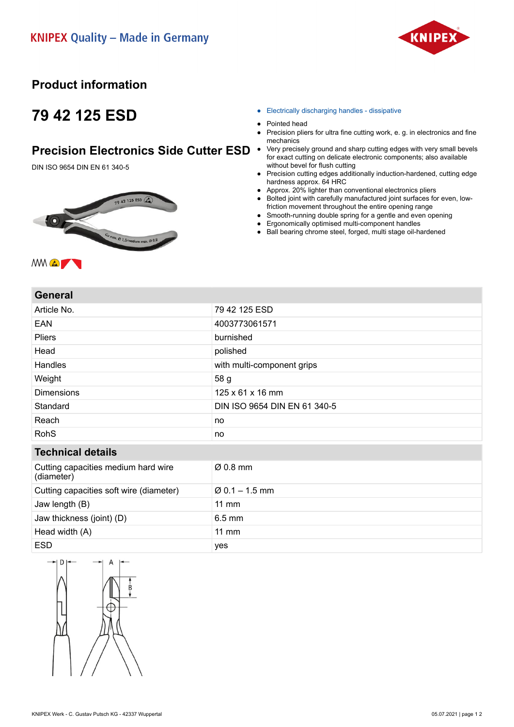KNIPEX Quality – Made in Germany

# Product information

## 79 42 125 ESD

## Precision Electronics Side Cutter ESD

DIN ISO 9654 DIN EN 61 340-5

- Electrically discharging handles - dissipative
- Pointed head
- Precision pliers for ultra fine cutting work, e. g. in electronics and fine mechanics
- Very precisely ground and sharp cutting edges with very small bevels for exact cutting on delicate electronic components; also available without bevel for flush cutting
- Precision cutting edges additionally induction-hardened, cutting edge hardness approx. 64 HRC
- Approx. 20% lighter than conventional electronics pliers
- Bolted joint with carefully manufactured joint surfaces for even, low-friction movement throughout the entire opening range
- Smooth-running double spring for a gentle and even opening
- Ergonomically optimised multi-component handles
- Ball bearing chrome steel, forged, multi stage oil-hardened

| General | |
|---|---|
| Article No. | 79 42 125 ESD |
| EAN | 4003773061571 |
| Pliers | burnished |
| Head | polished |
| Handles | with multi-component grips |
| Weight | 58 g |
| Dimensions | 125 x 61 x 16 mm |
| Standard | DIN ISO 9654 DIN EN 61 340-5 |
| Reach | no |
| RohS | no |

| Technical details | |
|---|---|
| Cutting capacities medium hard wire (diameter) | Ø 0.8 mm |
| Cutting capacities soft wire (diameter) | Ø 0.1 – 1.5 mm |
| Jaw length (B) | 11 mm |
| Jaw thickness (joint) (D) | 6.5 mm |
| Head width (A) | 11 mm |
| ESD | yes |

KNIPEX Werk - C. Gustav Putsch KG - 42337 Wuppertal

05.07.2021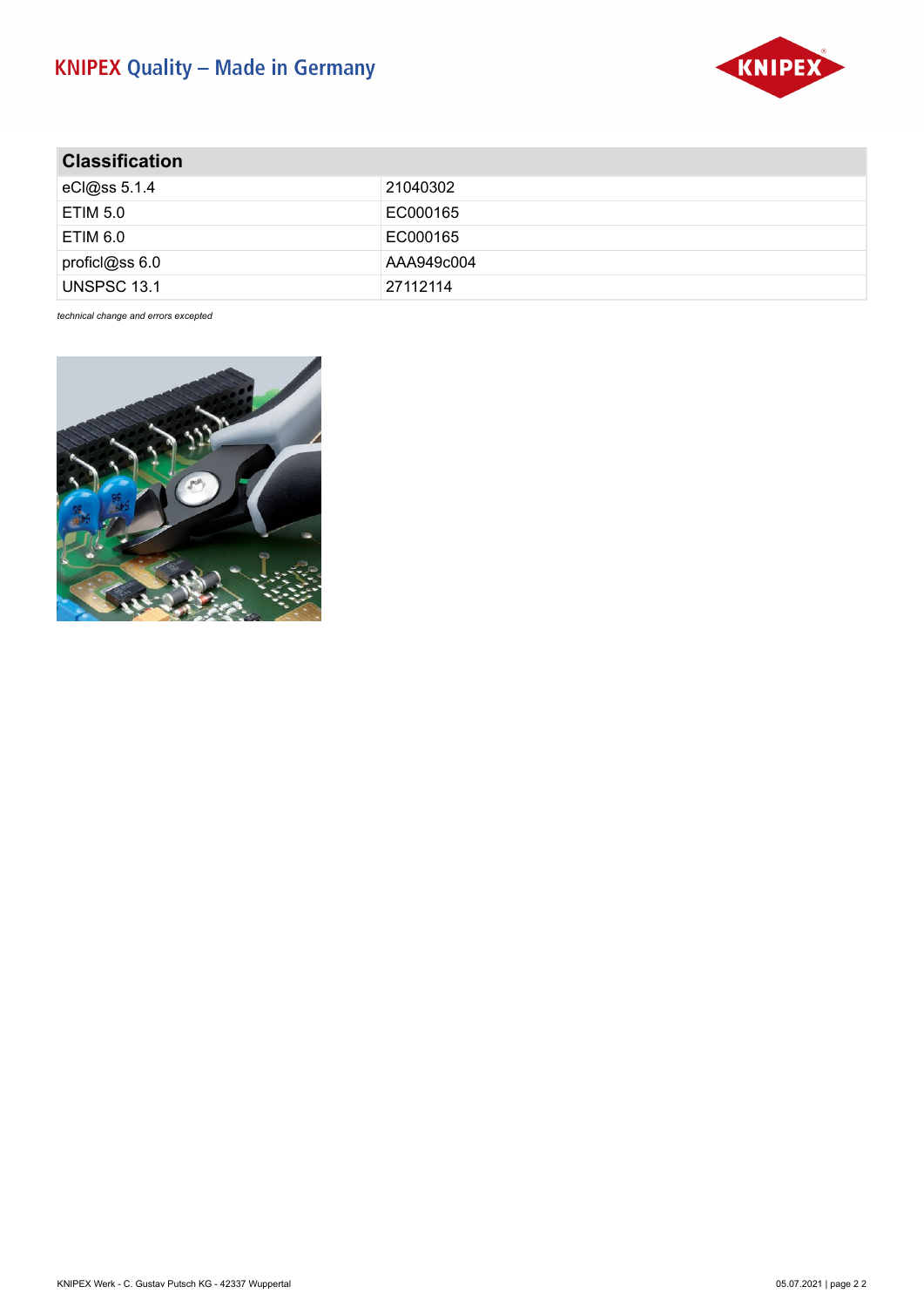## Classification

| | |
|---|---|
| eCl@ss 5.1.4 | 21040302 |
| ETIM 5.0 | EC000165 |
| ETIM 6.0 | EC000165 |
| proficl@ss 6.0 | AAA949c004 |
| UNSPSC 13.1 | 27112114 |

*technical change and errors excepted*